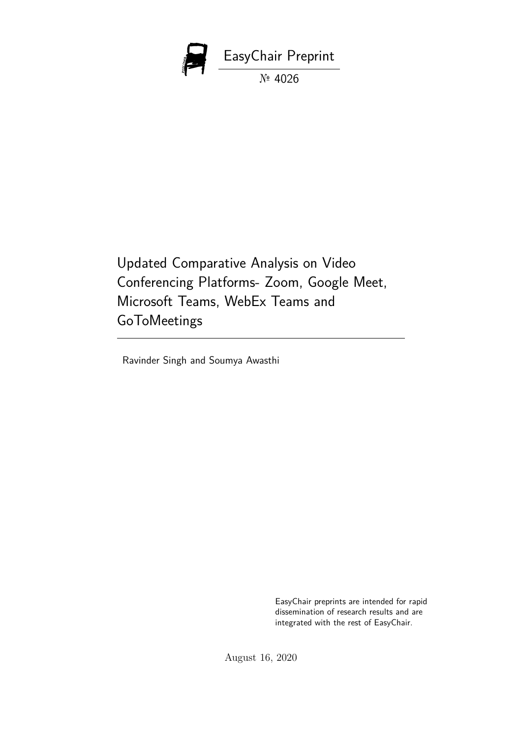EasyChair Preprint

№ 4026

# Updated Comparative Analysis on Video Conferencing Platforms- Zoom, Google Meet, Microsoft Teams, WebEx Teams and GoToMeetings

Ravinder Singh and Soumya Awasthi

EasyChair preprints are intended for rapid dissemination of research results and are integrated with the rest of EasyChair.

August 16, 2020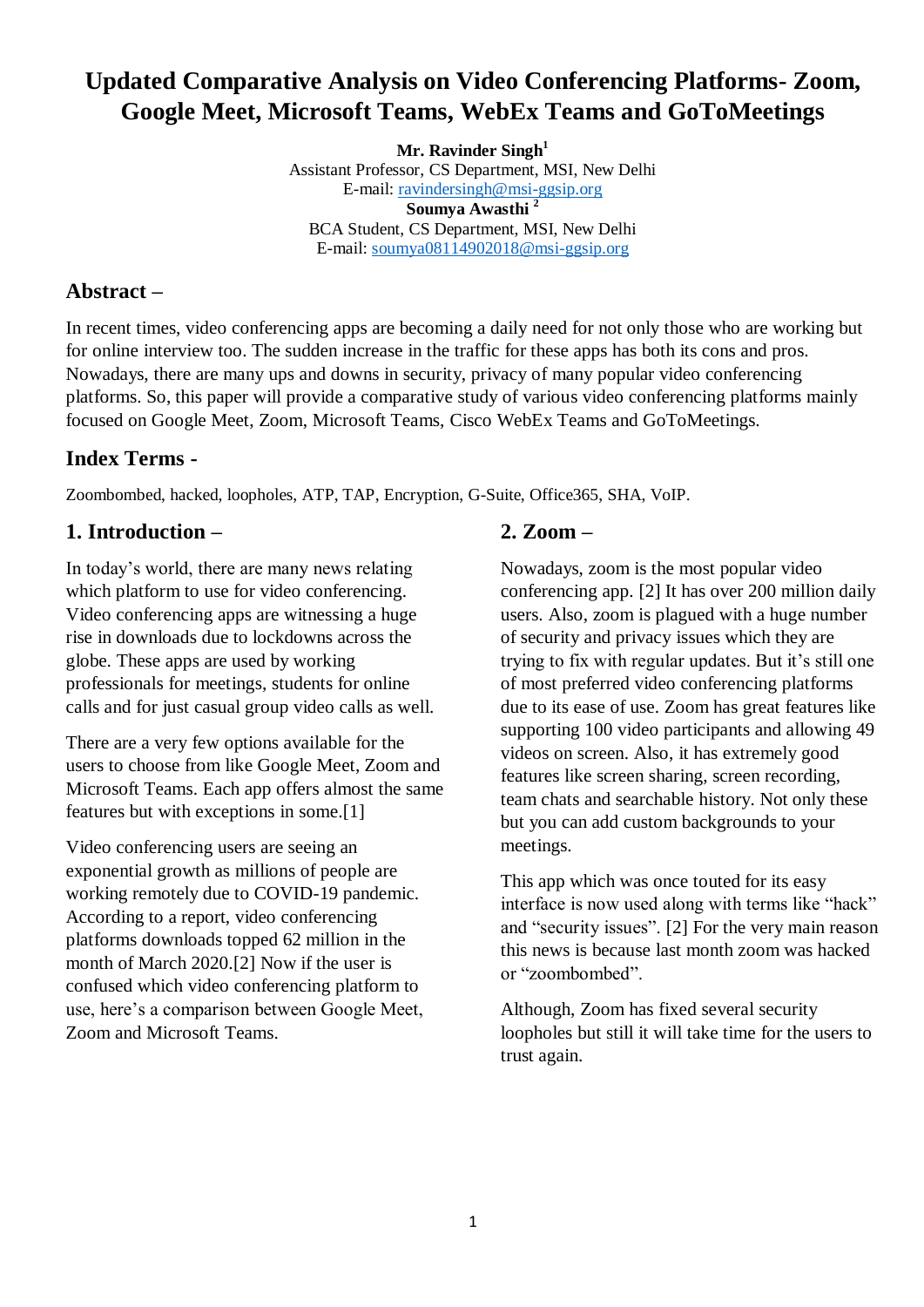# Updated Comparative Analysis on Video Conferencing Platforms- Zoom, Google Meet, Microsoft Teams, WebEx Teams and GoToMeetings

**Mr. Ravinder Singh**[1]
Assistant Professor, CS Department, MSI, New Delhi
E-mail: ravindersingh@msi-ggsip.org
**Soumya Awasthi** [2]
BCA Student, CS Department, MSI, New Delhi
E-mail: soumya08114902018@msi-ggsip.org

## Abstract –

In recent times, video conferencing apps are becoming a daily need for not only those who are working but for online interview too. The sudden increase in the traffic for these apps has both its cons and pros. Nowadays, there are many ups and downs in security, privacy of many popular video conferencing platforms. So, this paper will provide a comparative study of various video conferencing platforms mainly focused on Google Meet, Zoom, Microsoft Teams, Cisco WebEx Teams and GoToMeetings.

## Index Terms -

Zoombombed, hacked, loopholes, ATP, TAP, Encryption, G-Suite, Office365, SHA, VoIP.

## 1. Introduction –

In today's world, there are many news relating which platform to use for video conferencing. Video conferencing apps are witnessing a huge rise in downloads due to lockdowns across the globe. These apps are used by working professionals for meetings, students for online calls and for just casual group video calls as well.

There are a very few options available for the users to choose from like Google Meet, Zoom and Microsoft Teams. Each app offers almost the same features but with exceptions in some.[1]

Video conferencing users are seeing an exponential growth as millions of people are working remotely due to COVID-19 pandemic. According to a report, video conferencing platforms downloads topped 62 million in the month of March 2020.[2] Now if the user is confused which video conferencing platform to use, here's a comparison between Google Meet, Zoom and Microsoft Teams.

## 2. Zoom –

Nowadays, zoom is the most popular video conferencing app. [2] It has over 200 million daily users. Also, zoom is plagued with a huge number of security and privacy issues which they are trying to fix with regular updates. But it's still one of most preferred video conferencing platforms due to its ease of use. Zoom has great features like supporting 100 video participants and allowing 49 videos on screen. Also, it has extremely good features like screen sharing, screen recording, team chats and searchable history. Not only these but you can add custom backgrounds to your meetings.

This app which was once touted for its easy interface is now used along with terms like "hack" and "security issues". [2] For the very main reason this news is because last month zoom was hacked or "zoombombed".

Although, Zoom has fixed several security loopholes but still it will take time for the users to trust again.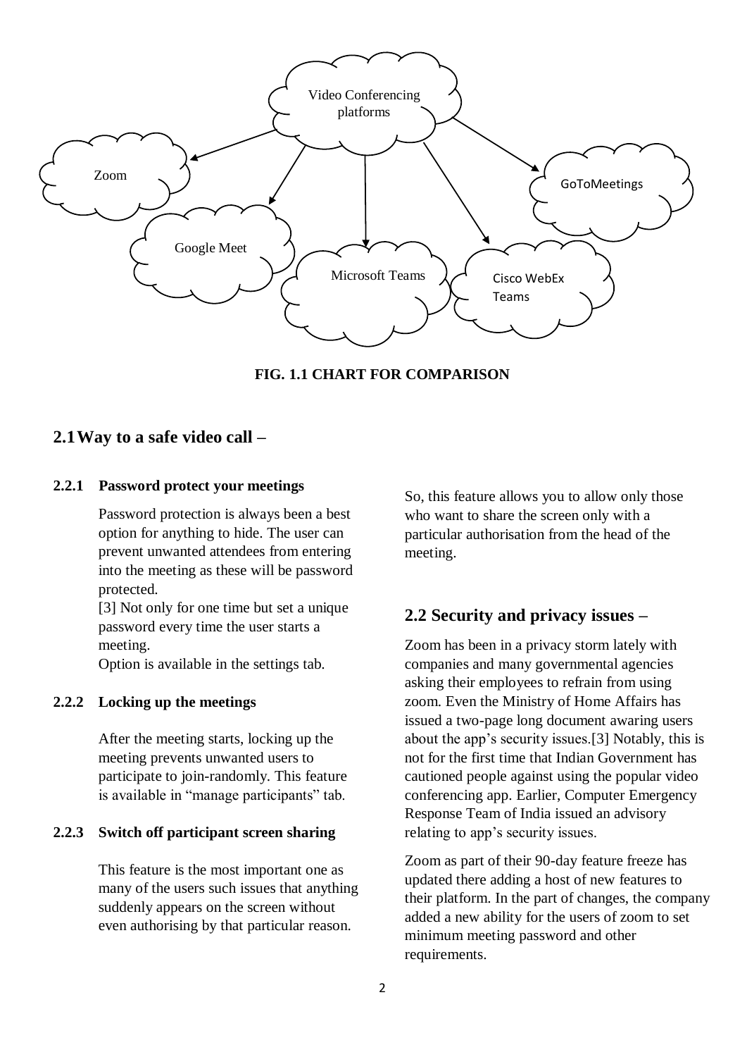FIG. 1.1 CHART FOR COMPARISON

## 2.1 Way to a safe video call –

### 2.2.1 Password protect your meetings

Password protection is always been a best option for anything to hide. The user can prevent unwanted attendees from entering into the meeting as these will be password protected.

[3] Not only for one time but set a unique password every time the user starts a meeting.

Option is available in the settings tab.

### 2.2.2 Locking up the meetings

After the meeting starts, locking up the meeting prevents unwanted users to participate to join-randomly. This feature is available in "manage participants" tab.

### 2.2.3 Switch off participant screen sharing

This feature is the most important one as many of the users such issues that anything suddenly appears on the screen without even authorising by that particular reason.

So, this feature allows you to allow only those who want to share the screen only with a particular authorisation from the head of the meeting.

## 2.2 Security and privacy issues –

Zoom has been in a privacy storm lately with companies and many governmental agencies asking their employees to refrain from using zoom. Even the Ministry of Home Affairs has issued a two-page long document awaring users about the app's security issues.[3] Notably, this is not for the first time that Indian Government has cautioned people against using the popular video conferencing app. Earlier, Computer Emergency Response Team of India issued an advisory relating to app's security issues.

Zoom as part of their 90-day feature freeze has updated there adding a host of new features to their platform. In the part of changes, the company added a new ability for the users of zoom to set minimum meeting password and other requirements.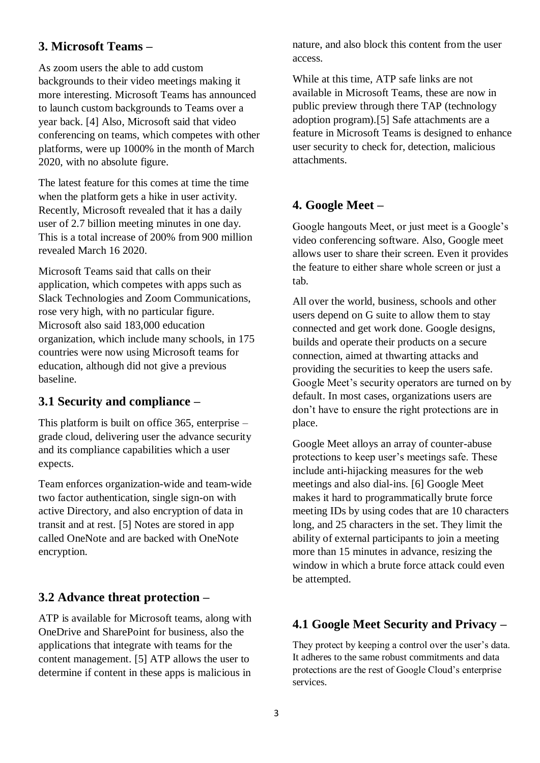## 3. Microsoft Teams –

As zoom users the able to add custom backgrounds to their video meetings making it more interesting. Microsoft Teams has announced to launch custom backgrounds to Teams over a year back. [4] Also, Microsoft said that video conferencing on teams, which competes with other platforms, were up 1000% in the month of March 2020, with no absolute figure.

The latest feature for this comes at time the time when the platform gets a hike in user activity. Recently, Microsoft revealed that it has a daily user of 2.7 billion meeting minutes in one day. This is a total increase of 200% from 900 million revealed March 16 2020.

Microsoft Teams said that calls on their application, which competes with apps such as Slack Technologies and Zoom Communications, rose very high, with no particular figure. Microsoft also said 183,000 education organization, which include many schools, in 175 countries were now using Microsoft teams for education, although did not give a previous baseline.

### 3.1 Security and compliance –

This platform is built on office 365, enterprise – grade cloud, delivering user the advance security and its compliance capabilities which a user expects.

Team enforces organization-wide and team-wide two factor authentication, single sign-on with active Directory, and also encryption of data in transit and at rest. [5] Notes are stored in app called OneNote and are backed with OneNote encryption.

### 3.2 Advance threat protection –

ATP is available for Microsoft teams, along with OneDrive and SharePoint for business, also the applications that integrate with teams for the content management. [5] ATP allows the user to determine if content in these apps is malicious in nature, and also block this content from the user access.

While at this time, ATP safe links are not available in Microsoft Teams, these are now in public preview through there TAP (technology adoption program).[5] Safe attachments are a feature in Microsoft Teams is designed to enhance user security to check for, detection, malicious attachments.

## 4. Google Meet –

Google hangouts Meet, or just meet is a Google's video conferencing software. Also, Google meet allows user to share their screen. Even it provides the feature to either share whole screen or just a tab.

All over the world, business, schools and other users depend on G suite to allow them to stay connected and get work done. Google designs, builds and operate their products on a secure connection, aimed at thwarting attacks and providing the securities to keep the users safe. Google Meet's security operators are turned on by default. In most cases, organizations users are don't have to ensure the right protections are in place.

Google Meet alloys an array of counter-abuse protections to keep user's meetings safe. These include anti-hijacking measures for the web meetings and also dial-ins. [6] Google Meet makes it hard to programmatically brute force meeting IDs by using codes that are 10 characters long, and 25 characters in the set. They limit the ability of external participants to join a meeting more than 15 minutes in advance, resizing the window in which a brute force attack could even be attempted.

### 4.1 Google Meet Security and Privacy –

They protect by keeping a control over the user's data. It adheres to the same robust commitments and data protections are the rest of Google Cloud's enterprise services.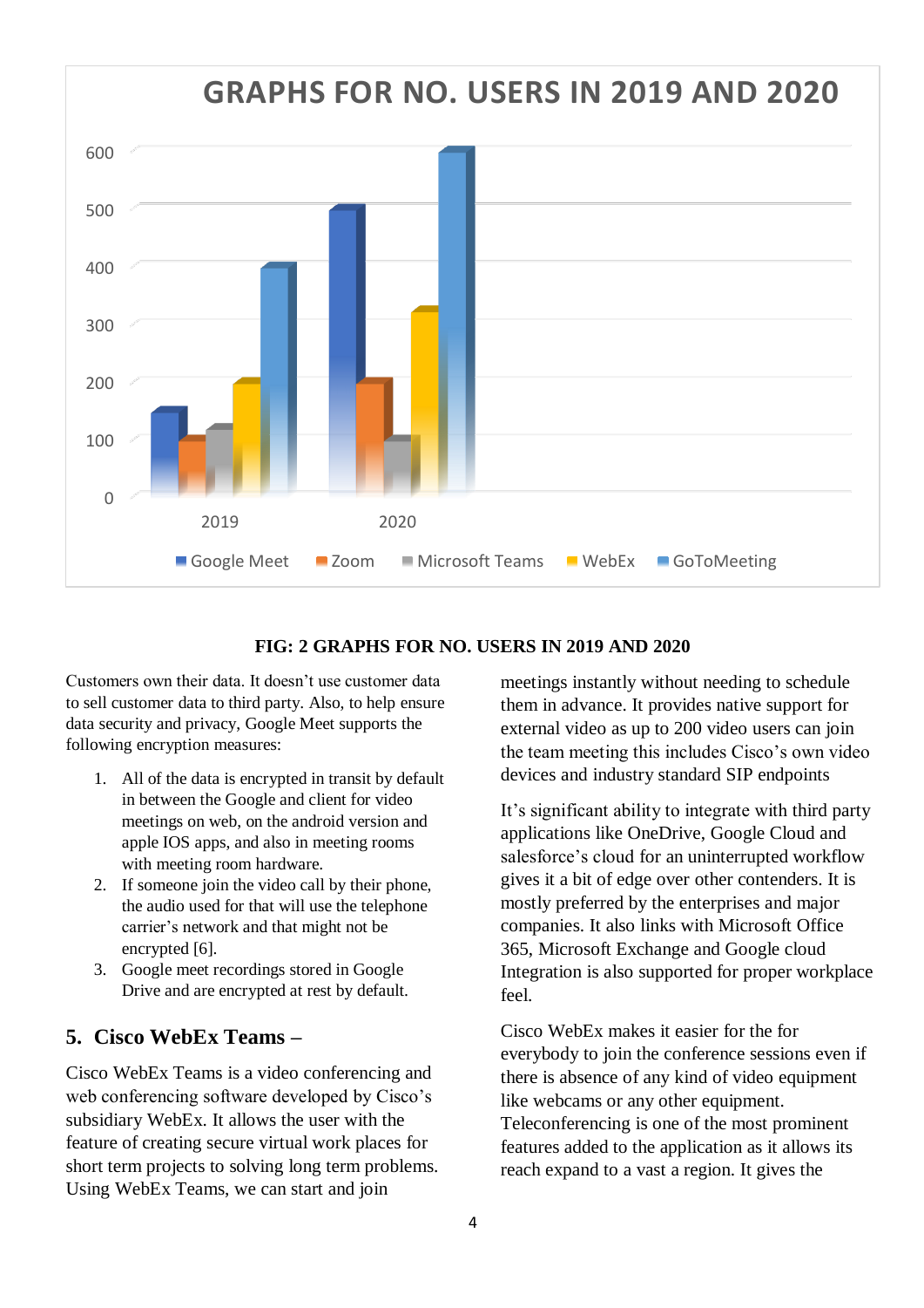FIG: 2 GRAPHS FOR NO. USERS IN 2019 AND 2020

Customers own their data. It doesn't use customer data to sell customer data to third party. Also, to help ensure data security and privacy, Google Meet supports the following encryption measures:

1. All of the data is encrypted in transit by default in between the Google and client for video meetings on web, on the android version and apple IOS apps, and also in meeting rooms with meeting room hardware.
2. If someone join the video call by their phone, the audio used for that will use the telephone carrier's network and that might not be encrypted [6].
3. Google meet recordings stored in Google Drive and are encrypted at rest by default.

## 5. Cisco WebEx Teams –

Cisco WebEx Teams is a video conferencing and web conferencing software developed by Cisco's subsidiary WebEx. It allows the user with the feature of creating secure virtual work places for short term projects to solving long term problems. Using WebEx Teams, we can start and join meetings instantly without needing to schedule them in advance. It provides native support for external video as up to 200 video users can join the team meeting this includes Cisco's own video devices and industry standard SIP endpoints

It's significant ability to integrate with third party applications like OneDrive, Google Cloud and salesforce's cloud for an uninterrupted workflow gives it a bit of edge over other contenders. It is mostly preferred by the enterprises and major companies. It also links with Microsoft Office 365, Microsoft Exchange and Google cloud Integration is also supported for proper workplace feel.

Cisco WebEx makes it easier for the for everybody to join the conference sessions even if there is absence of any kind of video equipment like webcams or any other equipment. Teleconferencing is one of the most prominent features added to the application as it allows its reach expand to a vast a region. It gives the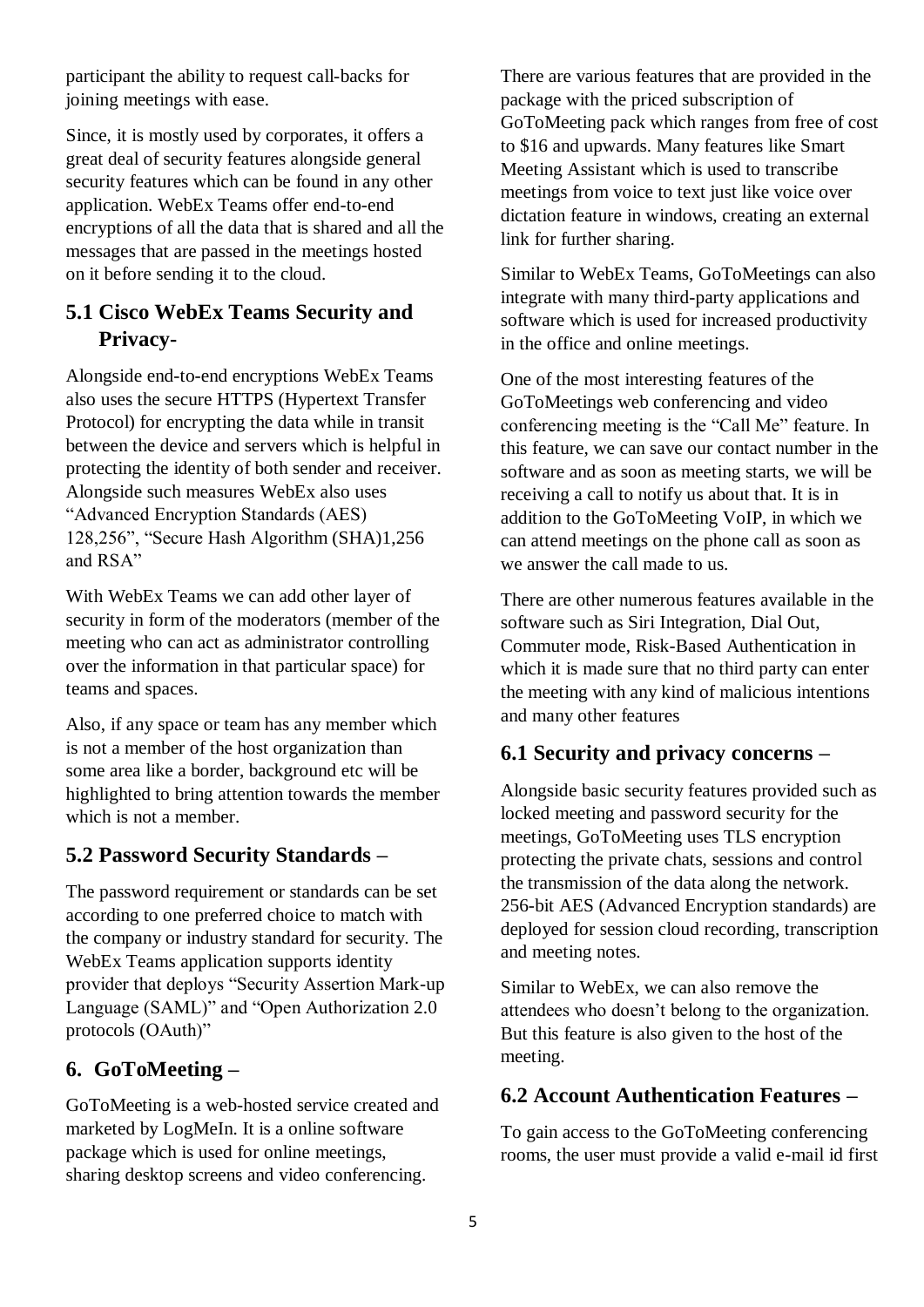participant the ability to request call-backs for joining meetings with ease.

Since, it is mostly used by corporates, it offers a great deal of security features alongside general security features which can be found in any other application. WebEx Teams offer end-to-end encryptions of all the data that is shared and all the messages that are passed in the meetings hosted on it before sending it to the cloud.

## 5.1 Cisco WebEx Teams Security and Privacy-

Alongside end-to-end encryptions WebEx Teams also uses the secure HTTPS (Hypertext Transfer Protocol) for encrypting the data while in transit between the device and servers which is helpful in protecting the identity of both sender and receiver. Alongside such measures WebEx also uses "Advanced Encryption Standards (AES) 128,256", "Secure Hash Algorithm (SHA)1,256 and RSA"

With WebEx Teams we can add other layer of security in form of the moderators (member of the meeting who can act as administrator controlling over the information in that particular space) for teams and spaces.

Also, if any space or team has any member which is not a member of the host organization than some area like a border, background etc will be highlighted to bring attention towards the member which is not a member.

## 5.2 Password Security Standards –

The password requirement or standards can be set according to one preferred choice to match with the company or industry standard for security. The WebEx Teams application supports identity provider that deploys "Security Assertion Mark-up Language (SAML)" and "Open Authorization 2.0 protocols (OAuth)"

## 6. GoToMeeting –

GoToMeeting is a web-hosted service created and marketed by LogMeIn. It is a online software package which is used for online meetings, sharing desktop screens and video conferencing.

There are various features that are provided in the package with the priced subscription of GoToMeeting pack which ranges from free of cost to $16 and upwards. Many features like Smart Meeting Assistant which is used to transcribe meetings from voice to text just like voice over dictation feature in windows, creating an external link for further sharing.

Similar to WebEx Teams, GoToMeetings can also integrate with many third-party applications and software which is used for increased productivity in the office and online meetings.

One of the most interesting features of the GoToMeetings web conferencing and video conferencing meeting is the "Call Me" feature. In this feature, we can save our contact number in the software and as soon as meeting starts, we will be receiving a call to notify us about that. It is in addition to the GoToMeeting VoIP, in which we can attend meetings on the phone call as soon as we answer the call made to us.

There are other numerous features available in the software such as Siri Integration, Dial Out, Commuter mode, Risk-Based Authentication in which it is made sure that no third party can enter the meeting with any kind of malicious intentions and many other features

## 6.1 Security and privacy concerns –

Alongside basic security features provided such as locked meeting and password security for the meetings, GoToMeeting uses TLS encryption protecting the private chats, sessions and control the transmission of the data along the network. 256-bit AES (Advanced Encryption standards) are deployed for session cloud recording, transcription and meeting notes.

Similar to WebEx, we can also remove the attendees who doesn't belong to the organization. But this feature is also given to the host of the meeting.

## 6.2 Account Authentication Features –

To gain access to the GoToMeeting conferencing rooms, the user must provide a valid e-mail id first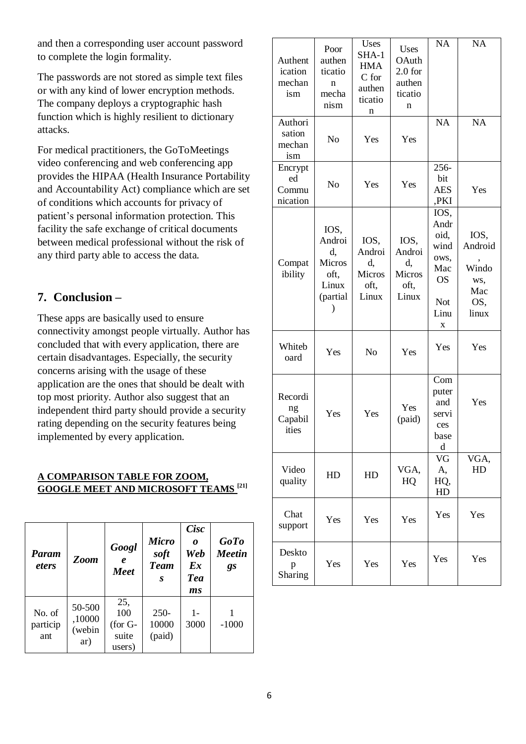and then a corresponding user account password to complete the login formality.

The passwords are not stored as simple text files or with any kind of lower encryption methods. The company deploys a cryptographic hash function which is highly resilient to dictionary attacks.

For medical practitioners, the GoToMeetings video conferencing and web conferencing app provides the HIPAA (Health Insurance Portability and Accountability Act) compliance which are set of conditions which accounts for privacy of patient's personal information protection. This facility the safe exchange of critical documents between medical professional without the risk of any third party able to access the data.

## 7. Conclusion –

These apps are basically used to ensure connectivity amongst people virtually. Author has concluded that with every application, there are certain disadvantages. Especially, the security concerns arising with the usage of these application are the ones that should be dealt with top most priority. Author also suggest that an independent third party should provide a security rating depending on the security features being implemented by every application.

**A COMPARISON TABLE FOR ZOOM, GOOGLE MEET AND MICROSOFT TEAMS [21]**

| ***Parameters*** | ***Zoom*** | ***Google Meet*** | ***Microsoft Teams*** | ***Cisco Web Ex Teams*** | ***GoTo Meetings*** |
|---|---|---|---|---|---|
| No. of participant | 50-500 ,10000 (webinar) | 25, 100 (for G-suite users) | 250-10000 (paid) | 1-3000 | 1 -1000 |
| Authentication mechanism | Poor authentication mechanism | Uses SHA-1 HMAC for authentication | Uses OAuth 2.0 for authentication | NA | NA |
| Authorisation mechanism | No | Yes | Yes | NA | NA |
| Encrypted Communication | No | Yes | Yes | 256-bit AES ,PKI | Yes |
| Compatibility | IOS, Android, Microsoft, Linux (partial) | IOS, Android, Microsoft, Linux | IOS, Android, Microsoft, Linux | IOS, Android, windows, Mac OS Not Linux | IOS, Android, Windows, Mac OS, linux |
| Whiteboard | Yes | No | Yes | Yes | Yes |
| Recording Capabilities | Yes | Yes | Yes (paid) | Computer and services based | Yes |
| Video quality | HD | HD | VGA, HQ | VGA, HQ, HD | VGA, HD |
| Chat support | Yes | Yes | Yes | Yes | Yes |
| Desktop Sharing | Yes | Yes | Yes | Yes | Yes |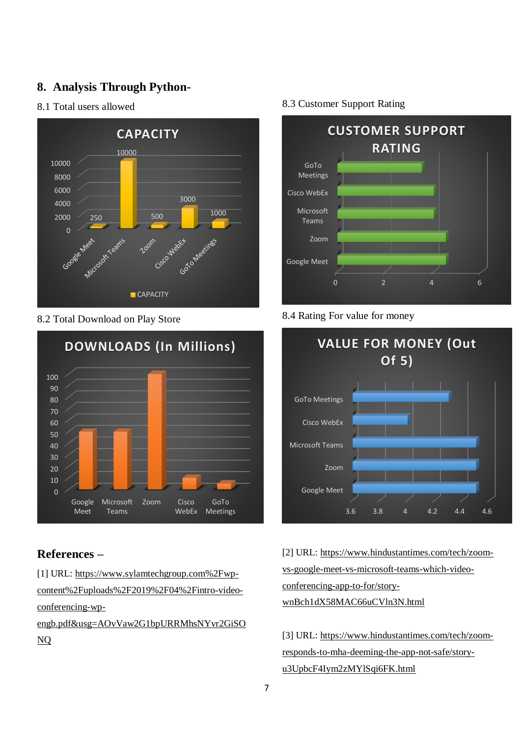## 8. Analysis Through Python-

8.1 Total users allowed

8.2 Total Download on Play Store

8.3 Customer Support Rating

8.4 Rating For value for money

## References –

[1] URL: https://www.sylamtechgroup.com%2Fwp-content%2Fuploads%2F2019%2F04%2Fintro-video-conferencing-wp-engb.pdf&usg=AOvVaw2G1bpURRMhsNYvr2GiSONQ

[2] URL: https://www.hindustantimes.com/tech/zoom-vs-google-meet-vs-microsoft-teams-which-video-conferencing-app-to-for/story-wnBch1dX58MAC66uCVln3N.html

[3] URL: https://www.hindustantimes.com/tech/zoom-responds-to-mha-deeming-the-app-not-safe/story-u3UpbcF4Iym2zMYlSqi6FK.html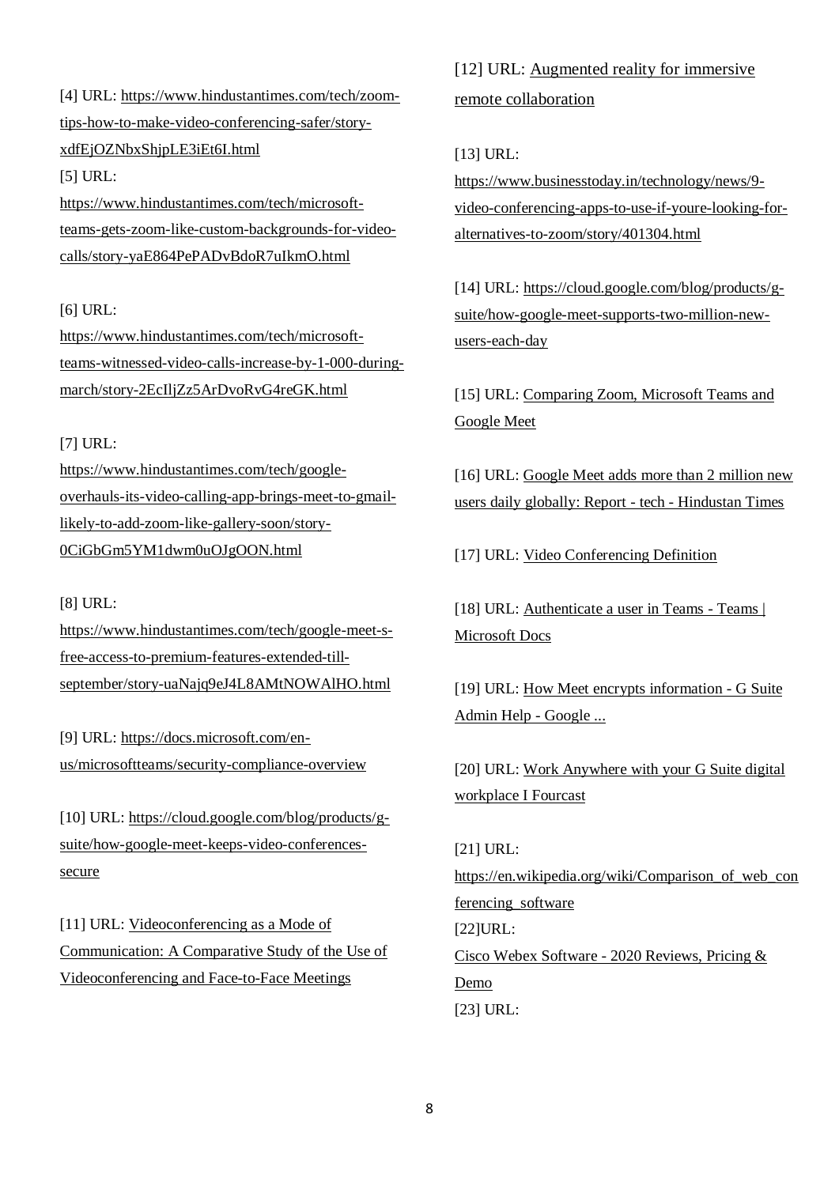[4] URL: https://www.hindustantimes.com/tech/zoom-tips-how-to-make-video-conferencing-safer/story-xdfEjOZNbxShjpLE3iEt6I.html

[5] URL: https://www.hindustantimes.com/tech/microsoft-teams-gets-zoom-like-custom-backgrounds-for-video-calls/story-yaE864PePADvBdoR7uIkmO.html

[6] URL: https://www.hindustantimes.com/tech/microsoft-teams-witnessed-video-calls-increase-by-1-000-during-march/story-2EcIljZz5ArDvoRvG4reGK.html

[7] URL: https://www.hindustantimes.com/tech/google-overhauls-its-video-calling-app-brings-meet-to-gmail-likely-to-add-zoom-like-gallery-soon/story-0CiGbGm5YM1dwm0uOJgOON.html

[8] URL: https://www.hindustantimes.com/tech/google-meet-s-free-access-to-premium-features-extended-till-september/story-uaNajq9eJ4L8AMtNOWAlHO.html

[9] URL: https://docs.microsoft.com/en-us/microsoftteams/security-compliance-overview

[10] URL: https://cloud.google.com/blog/products/g-suite/how-google-meet-keeps-video-conferences-secure

[11] URL: Videoconferencing as a Mode of Communication: A Comparative Study of the Use of Videoconferencing and Face-to-Face Meetings

[12] URL: Augmented reality for immersive remote collaboration

[13] URL: https://www.businesstoday.in/technology/news/9-video-conferencing-apps-to-use-if-youre-looking-for-alternatives-to-zoom/story/401304.html

[14] URL: https://cloud.google.com/blog/products/g-suite/how-google-meet-supports-two-million-new-users-each-day

[15] URL: Comparing Zoom, Microsoft Teams and Google Meet

[16] URL: Google Meet adds more than 2 million new users daily globally: Report - tech - Hindustan Times

[17] URL: Video Conferencing Definition

[18] URL: Authenticate a user in Teams - Teams | Microsoft Docs

[19] URL: How Meet encrypts information - G Suite Admin Help - Google ...

[20] URL: Work Anywhere with your G Suite digital workplace I Fourcast

[21] URL: https://en.wikipedia.org/wiki/Comparison_of_web_conferencing_software

[22]URL: Cisco Webex Software - 2020 Reviews, Pricing & Demo

[23] URL: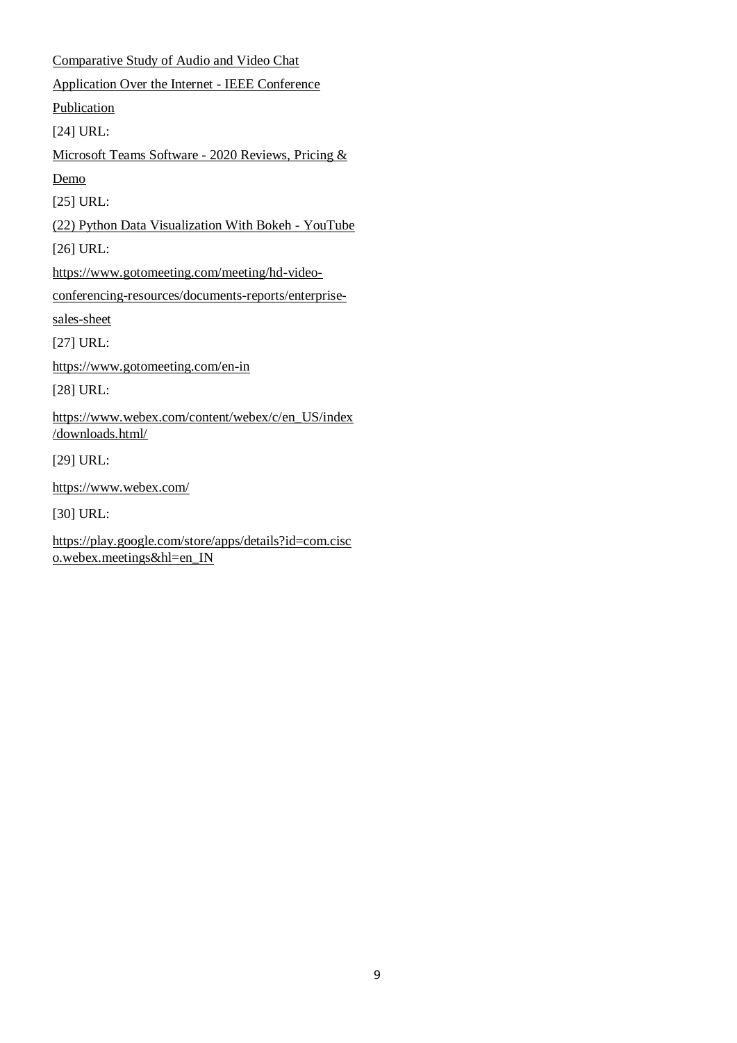Comparative Study of Audio and Video Chat Application Over the Internet - IEEE Conference Publication

[24] URL:

Microsoft Teams Software - 2020 Reviews, Pricing & Demo

[25] URL:

(22) Python Data Visualization With Bokeh - YouTube

[26] URL:

https://www.gotomeeting.com/meeting/hd-video-conferencing-resources/documents-reports/enterprise-sales-sheet

[27] URL:

https://www.gotomeeting.com/en-in

[28] URL:

https://www.webex.com/content/webex/c/en_US/index/downloads.html/

[29] URL:

https://www.webex.com/

[30] URL:

https://play.google.com/store/apps/details?id=com.cisco.webex.meetings&hl=en_IN